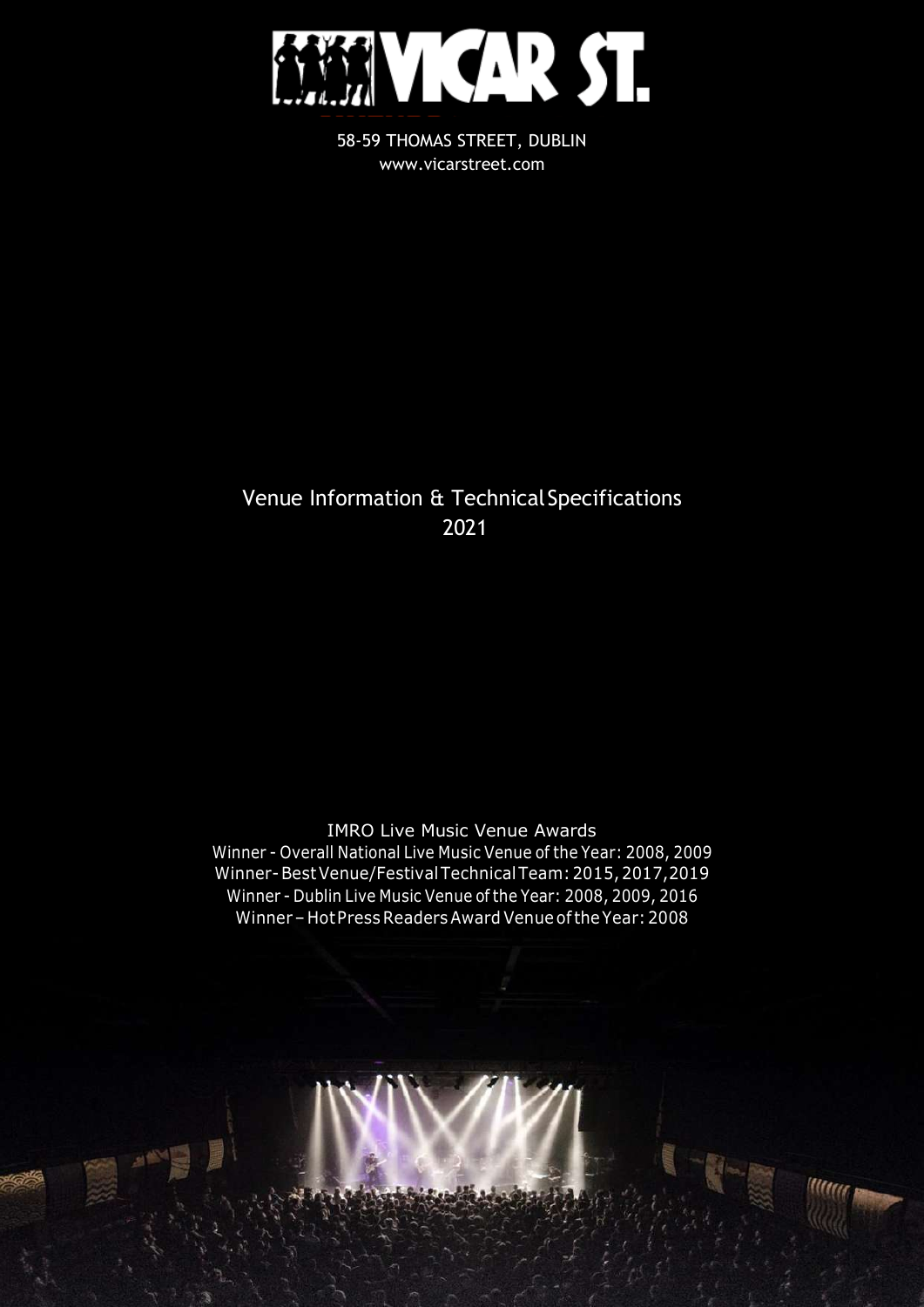# VICAR ST.

58-59 THOMAS STREET, DUBLIN
www.vicarstreet.com

## Venue Information & Technical Specifications 2021

IMRO Live Music Venue Awards

Winner - Overall National Live Music Venue of the Year: 2008, 2009

Winner - Best Venue/Festival Technical Team: 2015, 2017, 2019

Winner - Dublin Live Music Venue of the Year: 2008, 2009, 2016

Winner – Hot Press Readers Award Venue of the Year: 2008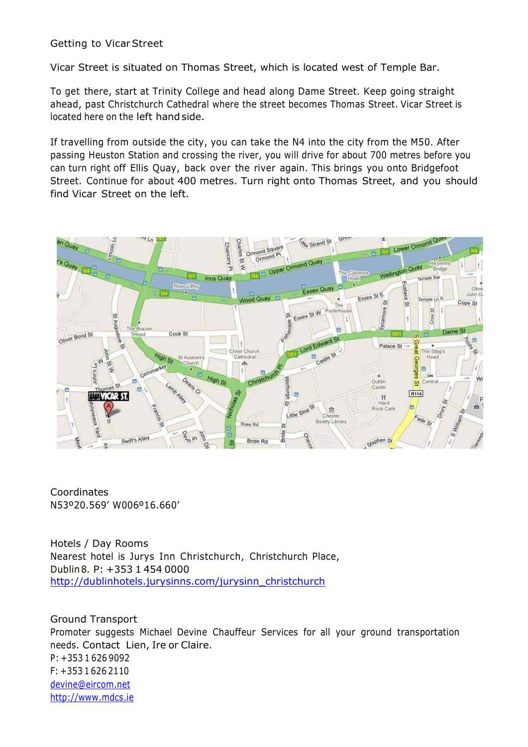## Getting to Vicar Street

Vicar Street is situated on Thomas Street, which is located west of Temple Bar.

To get there, start at Trinity College and head along Dame Street. Keep going straight ahead, past Christchurch Cathedral where the street becomes Thomas Street. Vicar Street is located here on the left hand side.

If travelling from outside the city, you can take the N4 into the city from the M50. After passing Heuston Station and crossing the river, you will drive for about 700 metres before you can turn right off Ellis Quay, back over the river again. This brings you onto Bridgefoot Street. Continue for about 400 metres. Turn right onto Thomas Street, and you should find Vicar Street on the left.

## Coordinates

N53º20.569’ W006º16.660’

## Hotels / Day Rooms

Nearest hotel is Jurys Inn Christchurch, Christchurch Place, Dublin 8. P: +353 1 454 0000
http://dublinhotels.jurysinns.com/jurysinn_christchurch

## Ground Transport

Promoter suggests Michael Devine Chauffeur Services for all your ground transportation needs. Contact Lien, Ire or Claire.
P: +353 1 626 9092
F: +353 1 626 2110
devine@eircom.net
http://www.mdcs.ie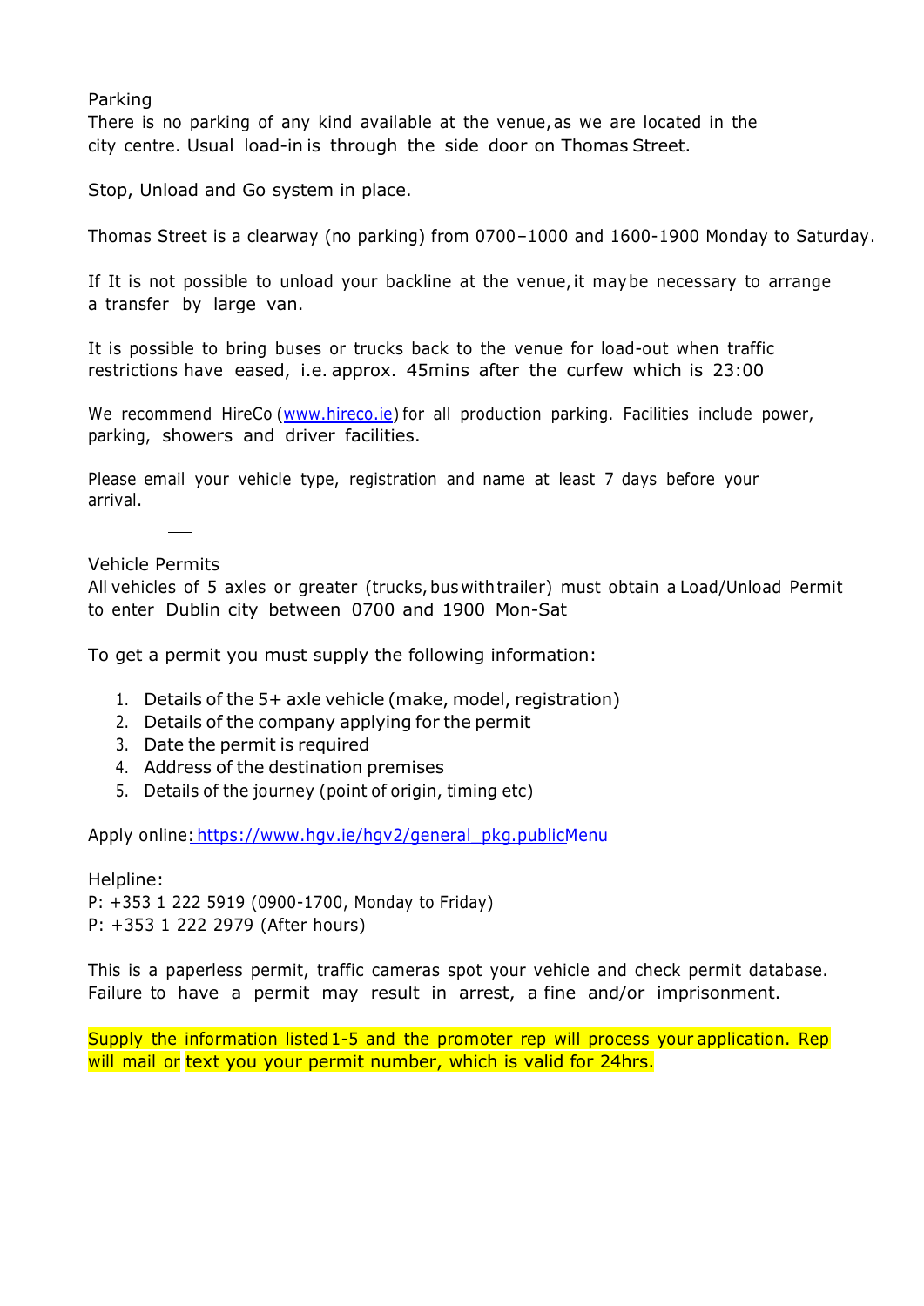## Parking

There is no parking of any kind available at the venue, as we are located in the city centre. Usual load-in is through the side door on Thomas Street.

Stop, Unload and Go system in place.

Thomas Street is a clearway (no parking) from 0700–1000 and 1600-1900 Monday to Saturday.

If It is not possible to unload your backline at the venue, it may be necessary to arrange a transfer by large van.

It is possible to bring buses or trucks back to the venue for load-out when traffic restrictions have eased, i.e. approx. 45mins after the curfew which is 23:00

We recommend HireCo (www.hireco.ie) for all production parking. Facilities include power, parking, showers and driver facilities.

Please email your vehicle type, registration and name at least 7 days before your arrival.

## Vehicle Permits

All vehicles of 5 axles or greater (trucks, bus with trailer) must obtain a Load/Unload Permit to enter Dublin city between 0700 and 1900 Mon-Sat

To get a permit you must supply the following information:

1. Details of the 5+ axle vehicle (make, model, registration)
2. Details of the company applying for the permit
3. Date the permit is required
4. Address of the destination premises
5. Details of the journey (point of origin, timing etc)

Apply online: https://www.hgv.ie/hgv2/general_pkg.publicMenu

Helpline:
P: +353 1 222 5919 (0900-1700, Monday to Friday)
P: +353 1 222 2979 (After hours)

This is a paperless permit, traffic cameras spot your vehicle and check permit database. Failure to have a permit may result in arrest, a fine and/or imprisonment.

Supply the information listed 1-5 and the promoter rep will process your application. Rep will mail or text you your permit number, which is valid for 24hrs.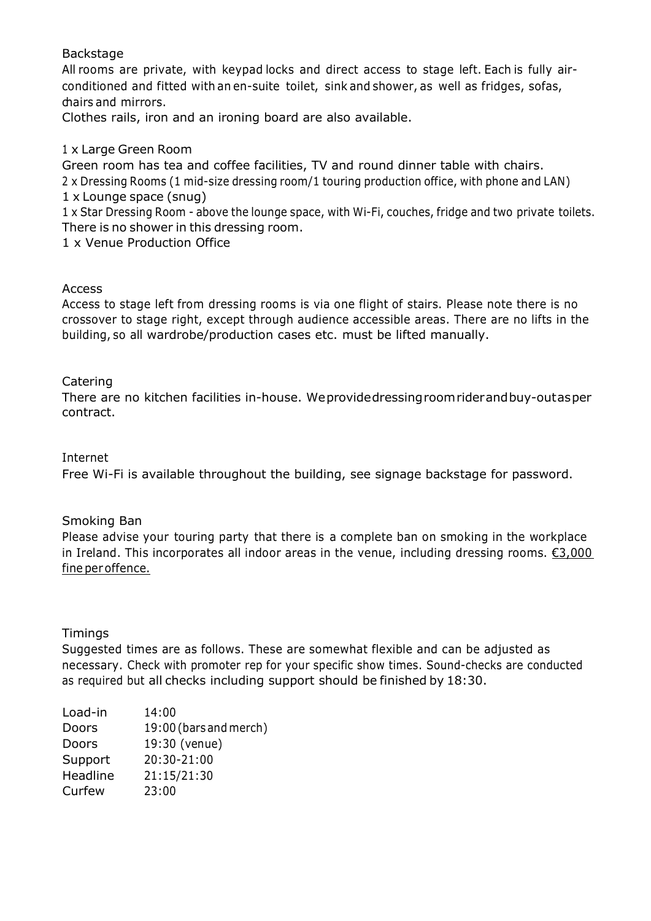## Backstage

All rooms are private, with keypad locks and direct access to stage left. Each is fully air-conditioned and fitted with an en-suite toilet, sink and shower, as well as fridges, sofas, chairs and mirrors.

Clothes rails, iron and an ironing board are also available.

1 x Large Green Room

Green room has tea and coffee facilities, TV and round dinner table with chairs.

2 x Dressing Rooms (1 mid-size dressing room/1 touring production office, with phone and LAN)

1 x Lounge space (snug)

1 x Star Dressing Room - above the lounge space, with Wi-Fi, couches, fridge and two private toilets. There is no shower in this dressing room.

1 x Venue Production Office

## Access

Access to stage left from dressing rooms is via one flight of stairs. Please note there is no crossover to stage right, except through audience accessible areas. There are no lifts in the building, so all wardrobe/production cases etc. must be lifted manually.

## Catering

There are no kitchen facilities in-house. We provide dressing room rider and buy-out as per contract.

## Internet

Free Wi-Fi is available throughout the building, see signage backstage for password.

## Smoking Ban

Please advise your touring party that there is a complete ban on smoking in the workplace in Ireland. This incorporates all indoor areas in the venue, including dressing rooms. <u>€3,000 fine per offence.</u>

## Timings

Suggested times are as follows. These are somewhat flexible and can be adjusted as necessary. Check with promoter rep for your specific show times. Sound-checks are conducted as required but all checks including support should be finished by 18:30.

| | |
|---|---|
| Load-in | 14:00 |
| Doors | 19:00 (bars and merch) |
| Doors | 19:30 (venue) |
| Support | 20:30-21:00 |
| Headline | 21:15/21:30 |
| Curfew | 23:00 |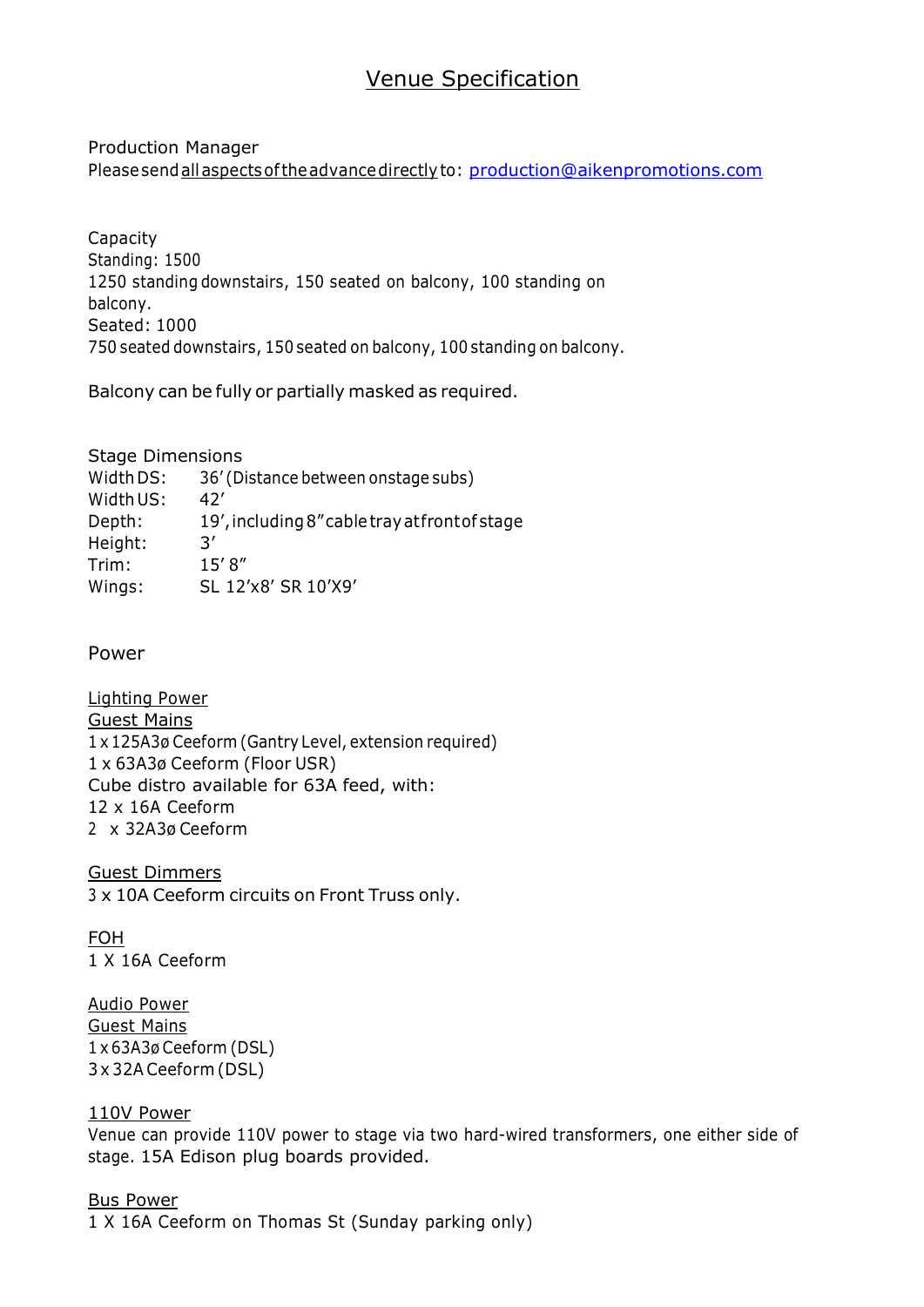# Venue Specification

Production Manager
Please send <u>all aspects of the advance directly</u> to: production@aikenpromotions.com

Capacity
Standing: 1500
1250 standing downstairs, 150 seated on balcony, 100 standing on balcony.
Seated: 1000
750 seated downstairs, 150 seated on balcony, 100 standing on balcony.

Balcony can be fully or partially masked as required.

Stage Dimensions

| | |
|---|---|
| Width DS: | 36' (Distance between onstage subs) |
| Width US: | 42' |
| Depth: | 19', including 8" cable tray at front of stage |
| Height: | 3' |
| Trim: | 15' 8" |
| Wings: | SL 12'x8' SR 10'X9' |

Power

<u>Lighting Power</u>
<u>Guest Mains</u>
1 x 125A3ø Ceeform (Gantry Level, extension required)
1 x 63A3ø Ceeform (Floor USR)
Cube distro available for 63A feed, with:
12 x 16A Ceeform
2 x 32A3ø Ceeform

<u>Guest Dimmers</u>
3 x 10A Ceeform circuits on Front Truss only.

<u>FOH</u>
1 X 16A Ceeform

<u>Audio Power</u>
<u>Guest Mains</u>
1 x 63A3ø Ceeform (DSL)
3 x 32A Ceeform (DSL)

<u>110V Power</u>
Venue can provide 110V power to stage via two hard-wired transformers, one either side of stage. 15A Edison plug boards provided.

<u>Bus Power</u>
1 X 16A Ceeform on Thomas St (Sunday parking only)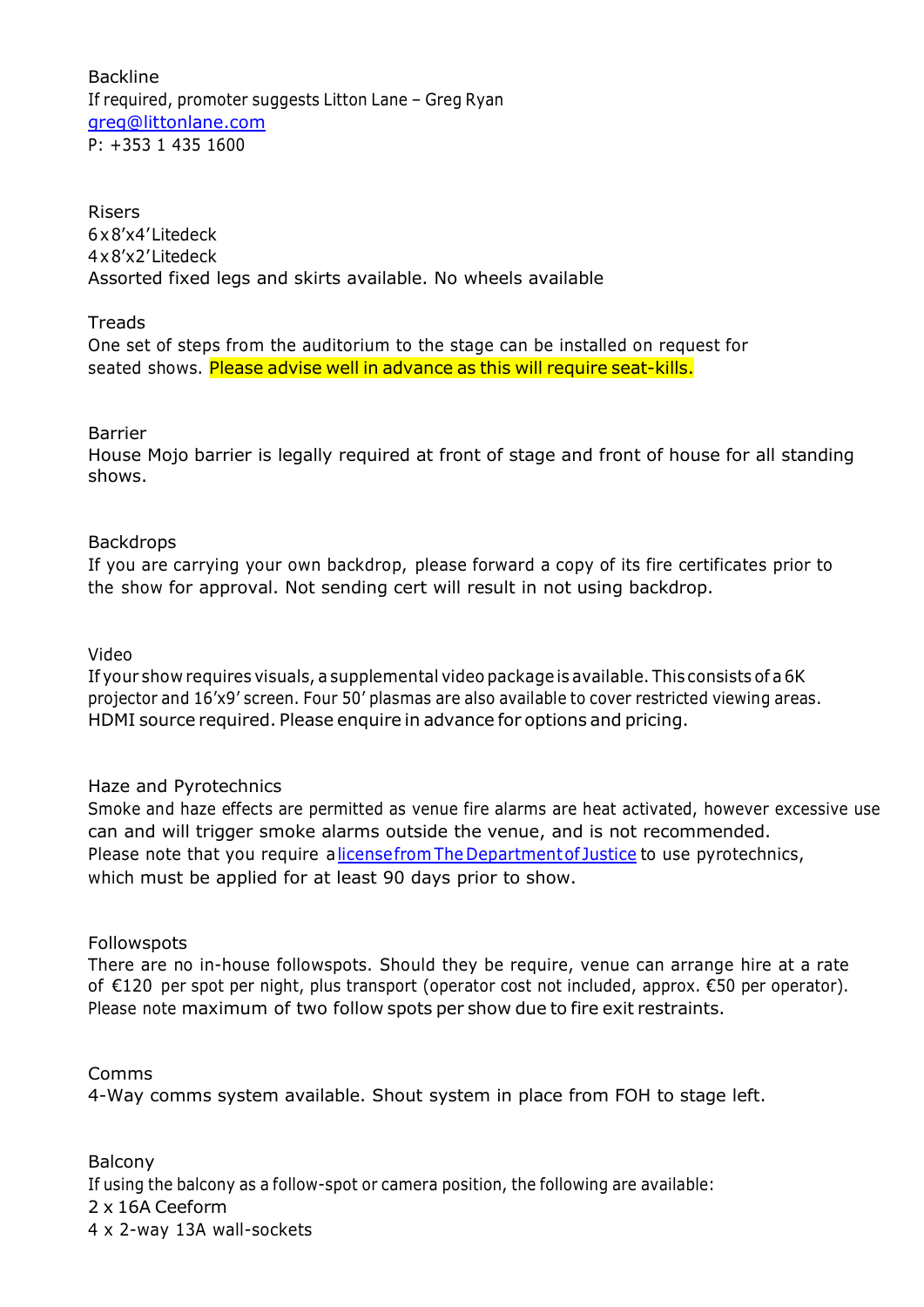## Backline

If required, promoter suggests Litton Lane – Greg Ryan
greg@littonlane.com
P: +353 1 435 1600

## Risers

6 x 8'x4' Litedeck
4 x 8'x2' Litedeck
Assorted fixed legs and skirts available. No wheels available

## Treads

One set of steps from the auditorium to the stage can be installed on request for seated shows. Please advise well in advance as this will require seat-kills.

## Barrier

House Mojo barrier is legally required at front of stage and front of house for all standing shows.

## Backdrops

If you are carrying your own backdrop, please forward a copy of its fire certificates prior to the show for approval. Not sending cert will result in not using backdrop.

## Video

If your show requires visuals, a supplemental video package is available. This consists of a 6K projector and 16'x9' screen. Four 50' plasmas are also available to cover restricted viewing areas. HDMI source required. Please enquire in advance for options and pricing.

## Haze and Pyrotechnics

Smoke and haze effects are permitted as venue fire alarms are heat activated, however excessive use can and will trigger smoke alarms outside the venue, and is not recommended.
Please note that you require a license from The Department of Justice to use pyrotechnics, which must be applied for at least 90 days prior to show.

## Followspots

There are no in-house followspots. Should they be require, venue can arrange hire at a rate of €120 per spot per night, plus transport (operator cost not included, approx. €50 per operator). Please note maximum of two follow spots per show due to fire exit restraints.

## Comms

4-Way comms system available. Shout system in place from FOH to stage left.

## Balcony

If using the balcony as a follow-spot or camera position, the following are available:
2 x 16A Ceeform
4 x 2-way 13A wall-sockets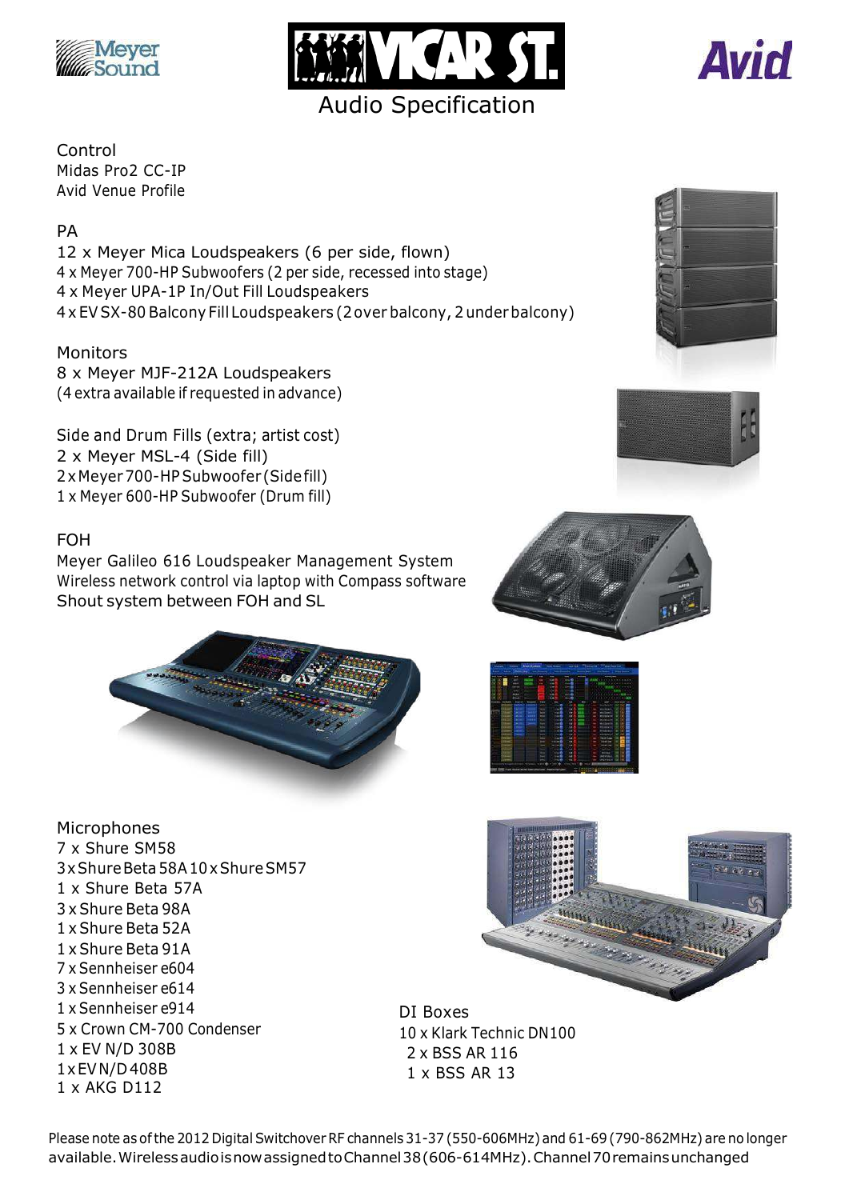# Audio Specification

## Control

Midas Pro2 CC-IP
Avid Venue Profile

## PA

12 x Meyer Mica Loudspeakers (6 per side, flown)
4 x Meyer 700-HP Subwoofers (2 per side, recessed into stage)
4 x Meyer UPA-1P In/Out Fill Loudspeakers
4 x EV SX-80 Balcony Fill Loudspeakers (2 over balcony, 2 under balcony)

## Monitors

8 x Meyer MJF-212A Loudspeakers
(4 extra available if requested in advance)

## Side and Drum Fills (extra; artist cost)

2 x Meyer MSL-4 (Side fill)
2 x Meyer 700-HP Subwoofer (Side fill)
1 x Meyer 600-HP Subwoofer (Drum fill)

## FOH

Meyer Galileo 616 Loudspeaker Management System
Wireless network control via laptop with Compass software
Shout system between FOH and SL

## Microphones

7 x Shure SM58
3 x Shure Beta 58A 10 x Shure SM57
1 x Shure Beta 57A
3 x Shure Beta 98A
1 x Shure Beta 52A
1 x Shure Beta 91A
7 x Sennheiser e604
3 x Sennheiser e614
1 x Sennheiser e914
5 x Crown CM-700 Condenser
1 x EV N/D 308B
1 x EV N/D 408B
1 x AKG D112

## DI Boxes

10 x Klark Technic DN100
2 x BSS AR 116
1 x BSS AR 13

Please note as of the 2012 Digital Switchover RF channels 31-37 (550-606MHz) and 61-69 (790-862MHz) are no longer available. Wireless audio is now assigned to Channel 38 (606-614MHz). Channel 70 remains unchanged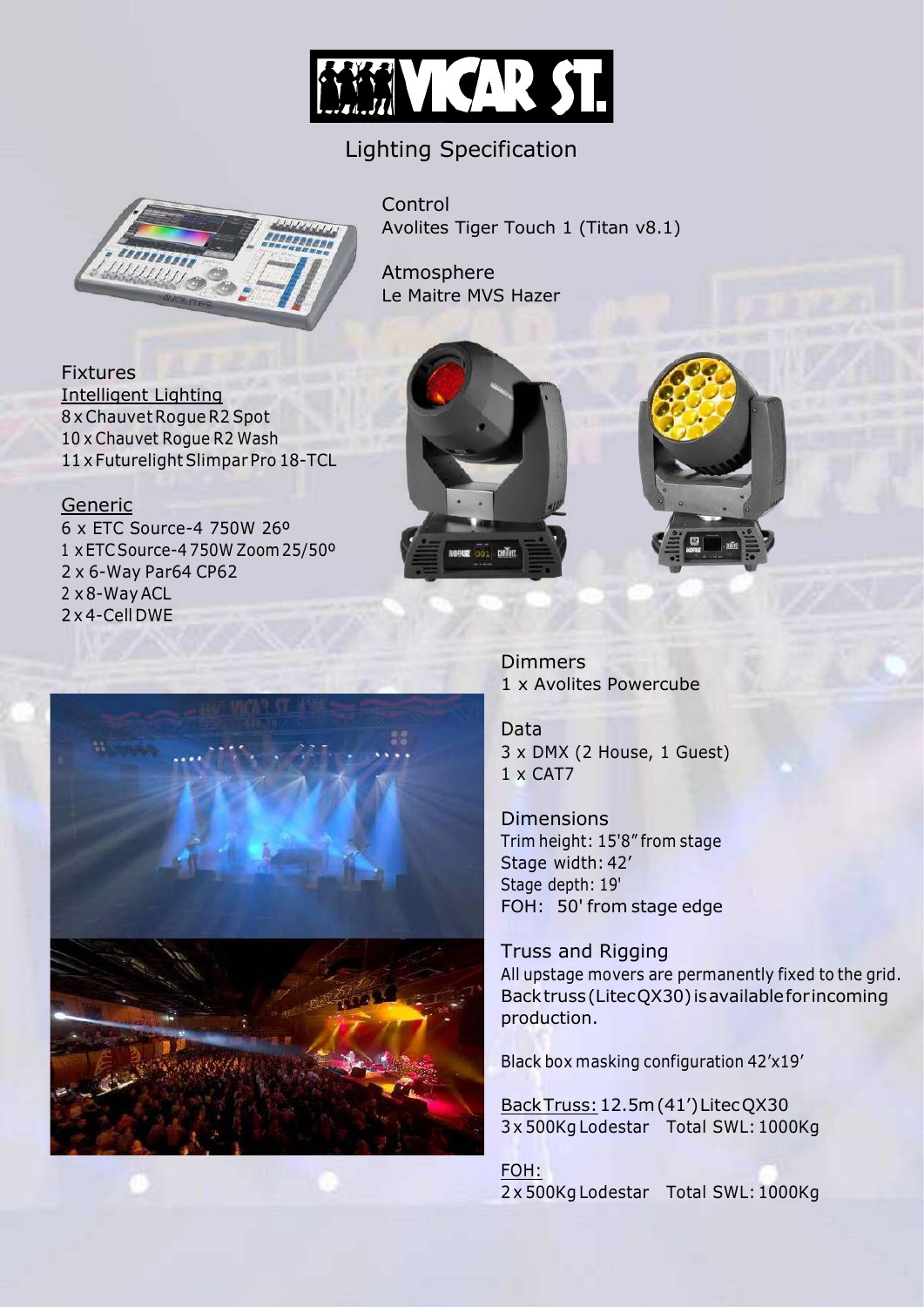# VICAR ST.

## Lighting Specification

### Control
Avolites Tiger Touch 1 (Titan v8.1)

### Atmosphere
Le Maitre MVS Hazer

### Fixtures

Intelligent Lighting
8 x Chauvet Rogue R2 Spot
10 x Chauvet Rogue R2 Wash
11 x Futurelight Slimpar Pro 18-TCL

Generic
6 x ETC Source-4 750W 26º
1 x ETC Source-4 750W Zoom 25/50º
2 x 6-Way Par64 CP62
2 x 8-Way ACL
2 x 4-Cell DWE

### Dimmers
1 x Avolites Powercube

### Data
3 x DMX (2 House, 1 Guest)
1 x CAT7

### Dimensions
Trim height: 15'8" from stage
Stage width: 42'
Stage depth: 19'
FOH: 50' from stage edge

### Truss and Rigging
All upstage movers are permanently fixed to the grid. Back truss (Litec QX30) is available for incoming production.

Black box masking configuration 42'x19'

Back Truss: 12.5m (41') Litec QX30
3 x 500Kg Lodestar Total SWL: 1000Kg

FOH:
2 x 500Kg Lodestar Total SWL: 1000Kg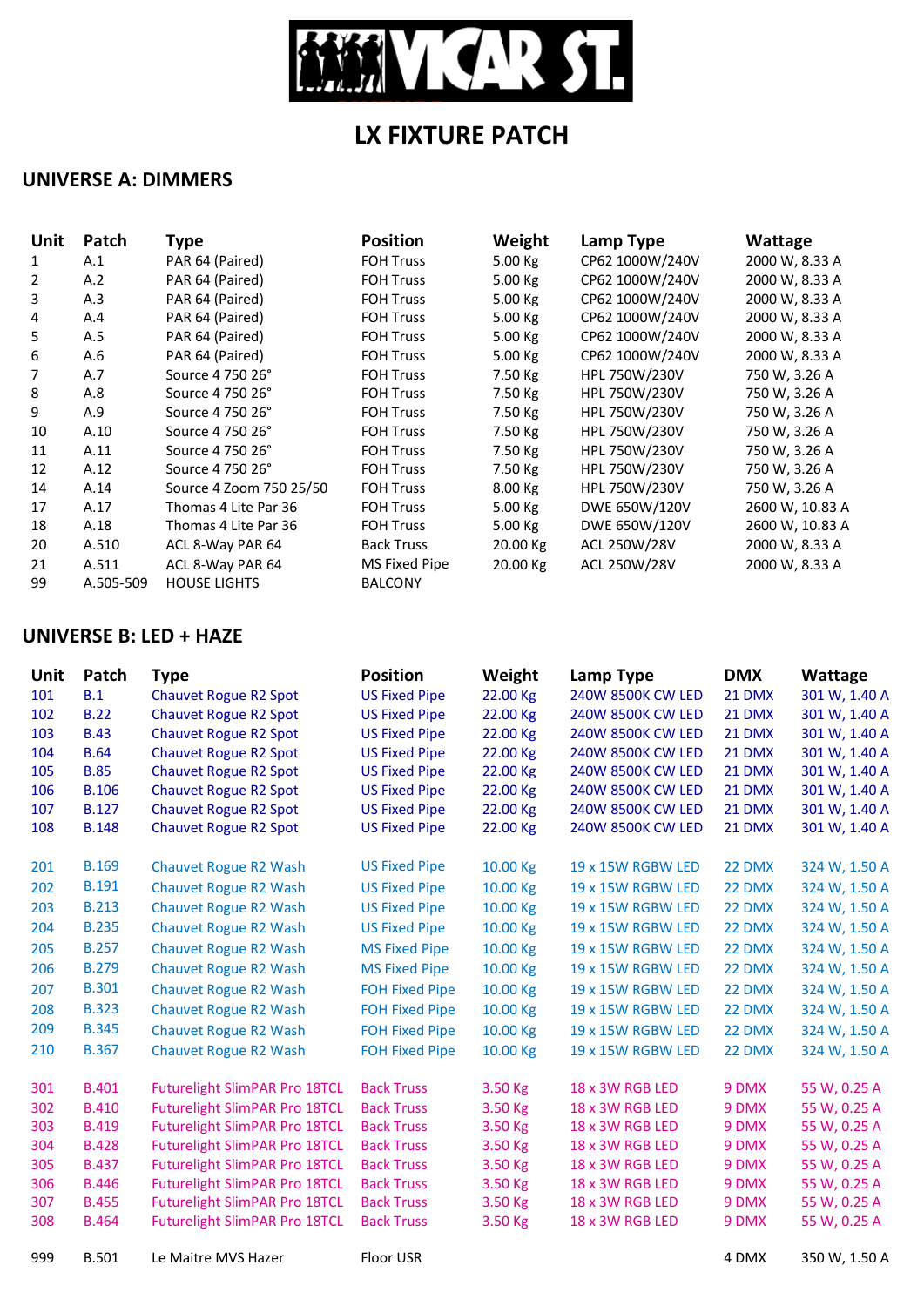# VICAR ST.

# LX FIXTURE PATCH

## UNIVERSE A: DIMMERS

| Unit | Patch | Type | Position | Weight | Lamp Type | Wattage |
|---|---|---|---|---|---|---|
| 1 | A.1 | PAR 64 (Paired) | FOH Truss | 5.00 Kg | CP62 1000W/240V | 2000 W, 8.33 A |
| 2 | A.2 | PAR 64 (Paired) | FOH Truss | 5.00 Kg | CP62 1000W/240V | 2000 W, 8.33 A |
| 3 | A.3 | PAR 64 (Paired) | FOH Truss | 5.00 Kg | CP62 1000W/240V | 2000 W, 8.33 A |
| 4 | A.4 | PAR 64 (Paired) | FOH Truss | 5.00 Kg | CP62 1000W/240V | 2000 W, 8.33 A |
| 5 | A.5 | PAR 64 (Paired) | FOH Truss | 5.00 Kg | CP62 1000W/240V | 2000 W, 8.33 A |
| 6 | A.6 | PAR 64 (Paired) | FOH Truss | 5.00 Kg | CP62 1000W/240V | 2000 W, 8.33 A |
| 7 | A.7 | Source 4 750 26° | FOH Truss | 7.50 Kg | HPL 750W/230V | 750 W, 3.26 A |
| 8 | A.8 | Source 4 750 26° | FOH Truss | 7.50 Kg | HPL 750W/230V | 750 W, 3.26 A |
| 9 | A.9 | Source 4 750 26° | FOH Truss | 7.50 Kg | HPL 750W/230V | 750 W, 3.26 A |
| 10 | A.10 | Source 4 750 26° | FOH Truss | 7.50 Kg | HPL 750W/230V | 750 W, 3.26 A |
| 11 | A.11 | Source 4 750 26° | FOH Truss | 7.50 Kg | HPL 750W/230V | 750 W, 3.26 A |
| 12 | A.12 | Source 4 750 26° | FOH Truss | 7.50 Kg | HPL 750W/230V | 750 W, 3.26 A |
| 14 | A.14 | Source 4 Zoom 750 25/50 | FOH Truss | 8.00 Kg | HPL 750W/230V | 750 W, 3.26 A |
| 17 | A.17 | Thomas 4 Lite Par 36 | FOH Truss | 5.00 Kg | DWE 650W/120V | 2600 W, 10.83 A |
| 18 | A.18 | Thomas 4 Lite Par 36 | FOH Truss | 5.00 Kg | DWE 650W/120V | 2600 W, 10.83 A |
| 20 | A.510 | ACL 8-Way PAR 64 | Back Truss | 20.00 Kg | ACL 250W/28V | 2000 W, 8.33 A |
| 21 | A.511 | ACL 8-Way PAR 64 | MS Fixed Pipe | 20.00 Kg | ACL 250W/28V | 2000 W, 8.33 A |
| 99 | A.505-509 | HOUSE LIGHTS | BALCONY | | | |

## UNIVERSE B: LED + HAZE

| Unit | Patch | Type | Position | Weight | Lamp Type | DMX | Wattage |
|---|---|---|---|---|---|---|---|
| 101 | B.1 | Chauvet Rogue R2 Spot | US Fixed Pipe | 22.00 Kg | 240W 8500K CW LED | 21 DMX | 301 W, 1.40 A |
| 102 | B.22 | Chauvet Rogue R2 Spot | US Fixed Pipe | 22.00 Kg | 240W 8500K CW LED | 21 DMX | 301 W, 1.40 A |
| 103 | B.43 | Chauvet Rogue R2 Spot | US Fixed Pipe | 22.00 Kg | 240W 8500K CW LED | 21 DMX | 301 W, 1.40 A |
| 104 | B.64 | Chauvet Rogue R2 Spot | US Fixed Pipe | 22.00 Kg | 240W 8500K CW LED | 21 DMX | 301 W, 1.40 A |
| 105 | B.85 | Chauvet Rogue R2 Spot | US Fixed Pipe | 22.00 Kg | 240W 8500K CW LED | 21 DMX | 301 W, 1.40 A |
| 106 | B.106 | Chauvet Rogue R2 Spot | US Fixed Pipe | 22.00 Kg | 240W 8500K CW LED | 21 DMX | 301 W, 1.40 A |
| 107 | B.127 | Chauvet Rogue R2 Spot | US Fixed Pipe | 22.00 Kg | 240W 8500K CW LED | 21 DMX | 301 W, 1.40 A |
| 108 | B.148 | Chauvet Rogue R2 Spot | US Fixed Pipe | 22.00 Kg | 240W 8500K CW LED | 21 DMX | 301 W, 1.40 A |
| 201 | B.169 | Chauvet Rogue R2 Wash | US Fixed Pipe | 10.00 Kg | 19 x 15W RGBW LED | 22 DMX | 324 W, 1.50 A |
| 202 | B.191 | Chauvet Rogue R2 Wash | US Fixed Pipe | 10.00 Kg | 19 x 15W RGBW LED | 22 DMX | 324 W, 1.50 A |
| 203 | B.213 | Chauvet Rogue R2 Wash | US Fixed Pipe | 10.00 Kg | 19 x 15W RGBW LED | 22 DMX | 324 W, 1.50 A |
| 204 | B.235 | Chauvet Rogue R2 Wash | US Fixed Pipe | 10.00 Kg | 19 x 15W RGBW LED | 22 DMX | 324 W, 1.50 A |
| 205 | B.257 | Chauvet Rogue R2 Wash | MS Fixed Pipe | 10.00 Kg | 19 x 15W RGBW LED | 22 DMX | 324 W, 1.50 A |
| 206 | B.279 | Chauvet Rogue R2 Wash | MS Fixed Pipe | 10.00 Kg | 19 x 15W RGBW LED | 22 DMX | 324 W, 1.50 A |
| 207 | B.301 | Chauvet Rogue R2 Wash | FOH Fixed Pipe | 10.00 Kg | 19 x 15W RGBW LED | 22 DMX | 324 W, 1.50 A |
| 208 | B.323 | Chauvet Rogue R2 Wash | FOH Fixed Pipe | 10.00 Kg | 19 x 15W RGBW LED | 22 DMX | 324 W, 1.50 A |
| 209 | B.345 | Chauvet Rogue R2 Wash | FOH Fixed Pipe | 10.00 Kg | 19 x 15W RGBW LED | 22 DMX | 324 W, 1.50 A |
| 210 | B.367 | Chauvet Rogue R2 Wash | FOH Fixed Pipe | 10.00 Kg | 19 x 15W RGBW LED | 22 DMX | 324 W, 1.50 A |
| 301 | B.401 | Futurelight SlimPAR Pro 18TCL | Back Truss | 3.50 Kg | 18 x 3W RGB LED | 9 DMX | 55 W, 0.25 A |
| 302 | B.410 | Futurelight SlimPAR Pro 18TCL | Back Truss | 3.50 Kg | 18 x 3W RGB LED | 9 DMX | 55 W, 0.25 A |
| 303 | B.419 | Futurelight SlimPAR Pro 18TCL | Back Truss | 3.50 Kg | 18 x 3W RGB LED | 9 DMX | 55 W, 0.25 A |
| 304 | B.428 | Futurelight SlimPAR Pro 18TCL | Back Truss | 3.50 Kg | 18 x 3W RGB LED | 9 DMX | 55 W, 0.25 A |
| 305 | B.437 | Futurelight SlimPAR Pro 18TCL | Back Truss | 3.50 Kg | 18 x 3W RGB LED | 9 DMX | 55 W, 0.25 A |
| 306 | B.446 | Futurelight SlimPAR Pro 18TCL | Back Truss | 3.50 Kg | 18 x 3W RGB LED | 9 DMX | 55 W, 0.25 A |
| 307 | B.455 | Futurelight SlimPAR Pro 18TCL | Back Truss | 3.50 Kg | 18 x 3W RGB LED | 9 DMX | 55 W, 0.25 A |
| 308 | B.464 | Futurelight SlimPAR Pro 18TCL | Back Truss | 3.50 Kg | 18 x 3W RGB LED | 9 DMX | 55 W, 0.25 A |
| 999 | B.501 | Le Maitre MVS Hazer | Floor USR | | | 4 DMX | 350 W, 1.50 A |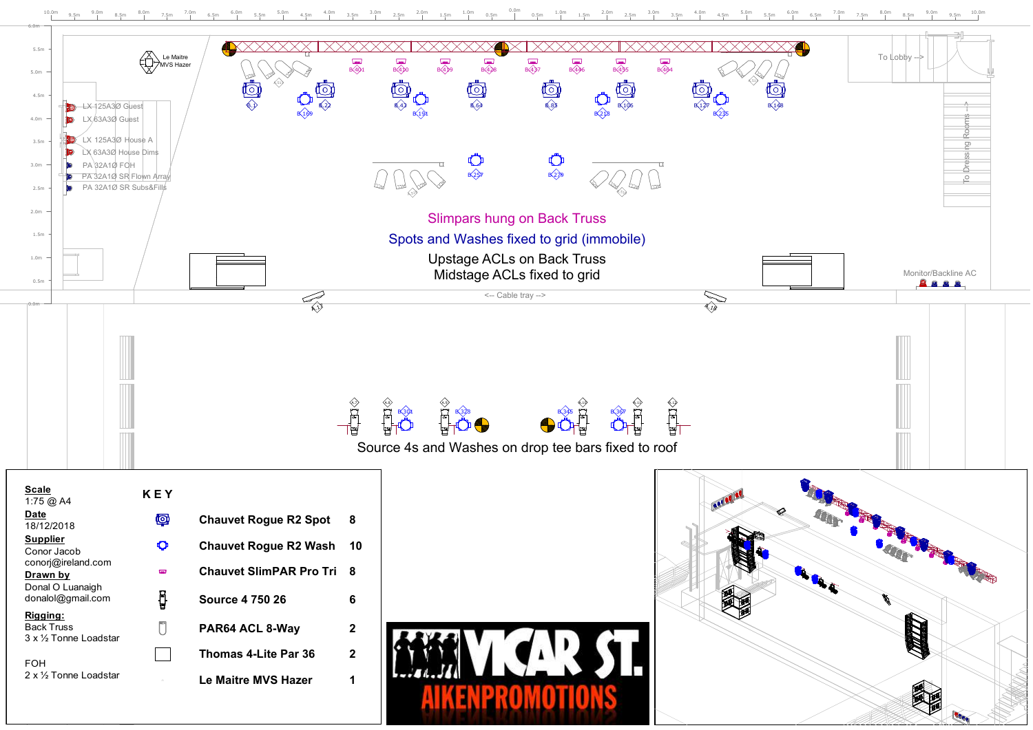Le Maitre MVS Hazer

LX 125A3Ø Guest
LX 63A3Ø Guest
LX 125A3Ø House A
LX 63A3Ø House Dims
PA 32A1Ø FOH
PA 32A1Ø SR Flown Array
PA 32A1Ø SR Subs&Fills

To Lobby -->

To Dressing Rooms -->

Slimpars hung on Back Truss

Spots and Washes fixed to grid (immobile)

Upstage ACLs on Back Truss
Midstage ACLs fixed to grid

Monitor/Backline AC

<-- Cable tray -->

Source 4s and Washes on drop tee bars fixed to roof

**Scale**
1:75 @ A4

**Date**
18/12/2018

**Supplier**
Conor Jacob
conorj@ireland.com

**Drawn by**
Donal O Luanaigh
donalol@gmail.com

**Rigging:**
Back Truss
3 x ½ Tonne Loadstar

FOH
2 x ½ Tonne Loadstar

## KEY

| | | |
|---|---|---|
| Chauvet Rogue R2 Spot | | 8 |
| Chauvet Rogue R2 Wash | | 10 |
| Chauvet SlimPAR Pro Tri | | 8 |
| Source 4 750 26 | | 6 |
| PAR64 ACL 8-Way | | 2 |
| Thomas 4-Lite Par 36 | | 2 |
| Le Maitre MVS Hazer | | 1 |

VICAR ST.
AIKENPROMOTIONS